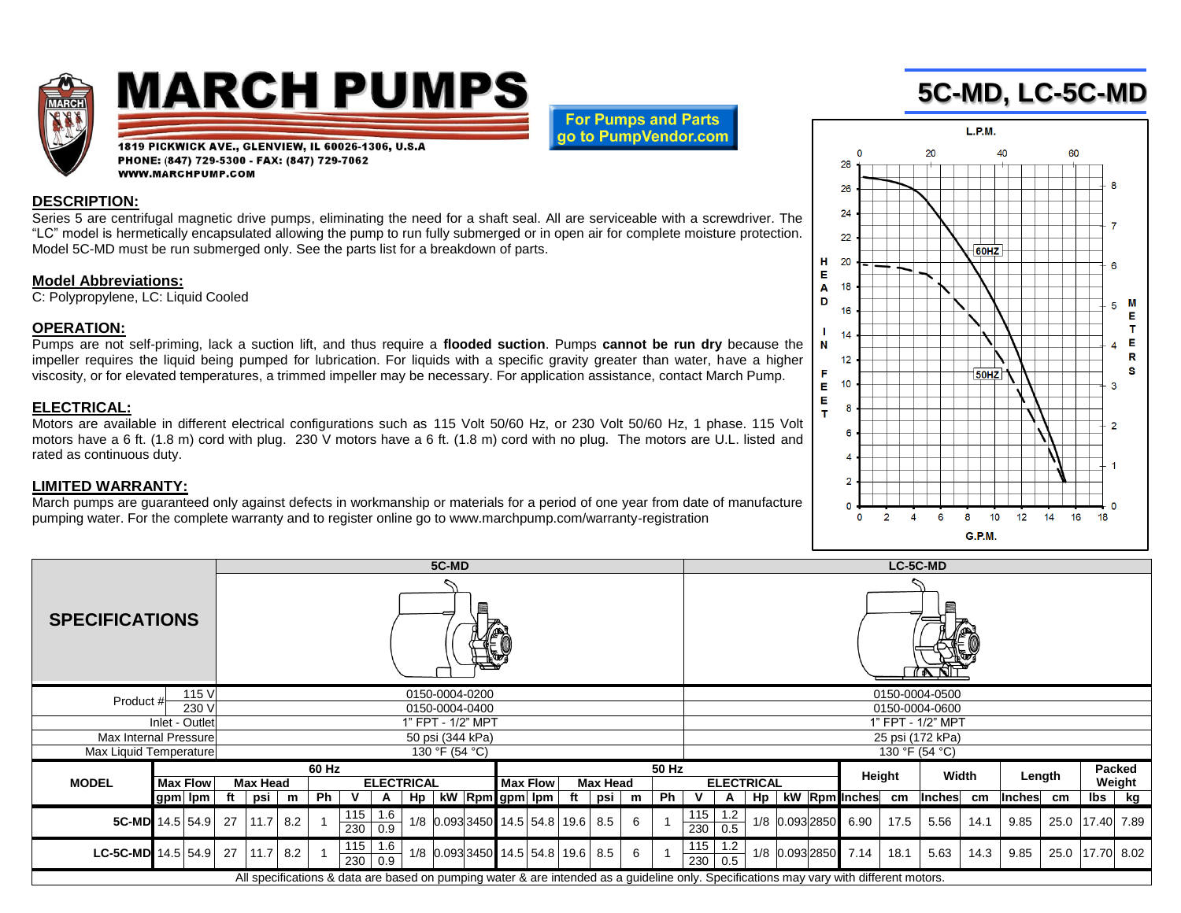# MARCH PUMPS

1819 PICKWICK AVE., GLENVIEW, IL 60026-1306, U.S.A
PHONE: (847) 729-5300 - FAX: (847) 729-7062
WWW.MARCHPUMP.COM

For Pumps and Parts go to PumpVendor.com

# 5C-MD, LC-5C-MD

## DESCRIPTION:

Series 5 are centrifugal magnetic drive pumps, eliminating the need for a shaft seal. All are serviceable with a screwdriver. The "LC" model is hermetically encapsulated allowing the pump to run fully submerged or in open air for complete moisture protection. Model 5C-MD must be run submerged only. See the parts list for a breakdown of parts.

## Model Abbreviations:

C: Polypropylene, LC: Liquid Cooled

## OPERATION:

Pumps are not self-priming, lack a suction lift, and thus require a **flooded suction**. Pumps **cannot be run dry** because the impeller requires the liquid being pumped for lubrication. For liquids with a specific gravity greater than water, have a higher viscosity, or for elevated temperatures, a trimmed impeller may be necessary. For application assistance, contact March Pump.

## ELECTRICAL:

Motors are available in different electrical configurations such as 115 Volt 50/60 Hz, or 230 Volt 50/60 Hz, 1 phase. 115 Volt motors have a 6 ft. (1.8 m) cord with plug. 230 V motors have a 6 ft. (1.8 m) cord with no plug. The motors are U.L. listed and rated as continuous duty.

## LIMITED WARRANTY:

March pumps are guaranteed only against defects in workmanship or materials for a period of one year from date of manufacture pumping water. For the complete warranty and to register online go to www.marchpump.com/warranty-registration

| SPECIFICATIONS | | 5C-MD | LC-5C-MD |
|---|---|---|---|
| Product # | 115 V | 0150-0004-0200 | 0150-0004-0500 |
| | 230 V | 0150-0004-0400 | 0150-0004-0600 |
| Inlet - Outlet | | 1" FPT - 1/2" MPT | 1" FPT - 1/2" MPT |
| Max Internal Pressure | | 50 psi (344 kPa) | 25 psi (172 kPa) |
| Max Liquid Temperature | | 130 °F (54 °C) | 130 °F (54 °C) |

| MODEL | 60 Hz Max Flow | | 60 Hz Max Head | | | 60 Hz ELECTRICAL | | | | | | | 50 Hz Max Flow | | 50 Hz Max Head | | | 50 Hz ELECTRICAL | | | | | | | Height | | Width | | Length | | Packed Weight | |
|---|---|---|---|---|---|---|---|---|---|---|---|---|---|---|---|---|---|---|---|---|---|---|---|---|---|---|---|---|---|---|---|---|
| | gpm | lpm | ft | psi | m | Ph | V | A | Hp | kW | Rpm | gpm | lpm | ft | psi | m | Ph | V | A | Hp | kW | Rpm | Inches | cm | Inches | cm | Inches | cm | lbs | kg |
| 5C-MD | 14.5 | 54.9 | 27 | 11.7 | 8.2 | 1 | 115 / 230 | 1.6 / 0.9 | 1/8 | 0.093 | 3450 | 14.5 | 54.8 | 19.6 | 8.5 | 6 | 1 | 115 / 230 | 1.2 / 0.5 | 1/8 | 0.093 | 2850 | 6.90 | 17.5 | 5.56 | 14.1 | 9.85 | 25.0 | 17.40 | 7.89 |
| LC-5C-MD | 14.5 | 54.9 | 27 | 11.7 | 8.2 | 1 | 115 / 230 | 1.6 / 0.9 | 1/8 | 0.093 | 3450 | 14.5 | 54.8 | 19.6 | 8.5 | 6 | 1 | 115 / 230 | 1.2 / 0.5 | 1/8 | 0.093 | 2850 | 7.14 | 18.1 | 5.63 | 14.3 | 9.85 | 25.0 | 17.70 | 8.02 |

All specifications & data are based on pumping water & are intended as a guideline only. Specifications may vary with different motors.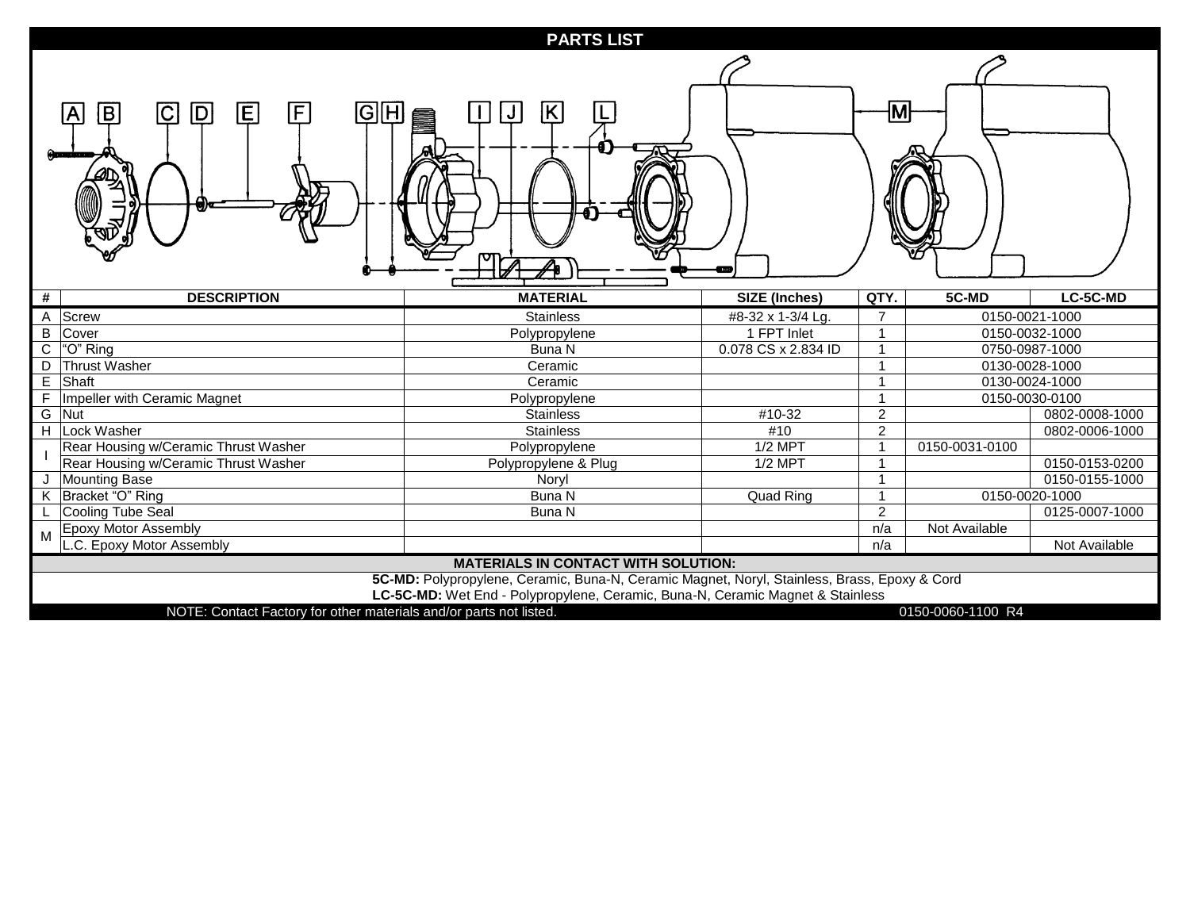## PARTS LIST

| # | DESCRIPTION | MATERIAL | SIZE (Inches) | QTY. | 5C-MD | LC-5C-MD |
|---|---|---|---|---|---|---|
| A | Screw | Stainless | #8-32 x 1-3/4 Lg. | 7 | 0150-0021-1000 | |
| B | Cover | Polypropylene | 1 FPT Inlet | 1 | 0150-0032-1000 | |
| C | "O" Ring | Buna N | 0.078 CS x 2.834 ID | 1 | 0750-0987-1000 | |
| D | Thrust Washer | Ceramic | | 1 | 0130-0028-1000 | |
| E | Shaft | Ceramic | | 1 | 0130-0024-1000 | |
| F | Impeller with Ceramic Magnet | Polypropylene | | 1 | 0150-0030-0100 | |
| G | Nut | Stainless | #10-32 | 2 | | 0802-0008-1000 |
| H | Lock Washer | Stainless | #10 | 2 | | 0802-0006-1000 |
| I | Rear Housing w/Ceramic Thrust Washer | Polypropylene | 1/2 MPT | 1 | 0150-0031-0100 | |
| | Rear Housing w/Ceramic Thrust Washer | Polypropylene & Plug | 1/2 MPT | 1 | | 0150-0153-0200 |
| J | Mounting Base | Noryl | | 1 | | 0150-0155-1000 |
| K | Bracket "O" Ring | Buna N | Quad Ring | 1 | 0150-0020-1000 | |
| L | Cooling Tube Seal | Buna N | | 2 | | 0125-0007-1000 |
| M | Epoxy Motor Assembly | | | n/a | Not Available | |
| | L.C. Epoxy Motor Assembly | | | n/a | | Not Available |

**MATERIALS IN CONTACT WITH SOLUTION:**

**5C-MD:** Polypropylene, Ceramic, Buna-N, Ceramic Magnet, Noryl, Stainless, Brass, Epoxy & Cord

**LC-5C-MD:** Wet End - Polypropylene, Ceramic, Buna-N, Ceramic Magnet & Stainless

NOTE: Contact Factory for other materials and/or parts not listed.

0150-0060-1100 R4